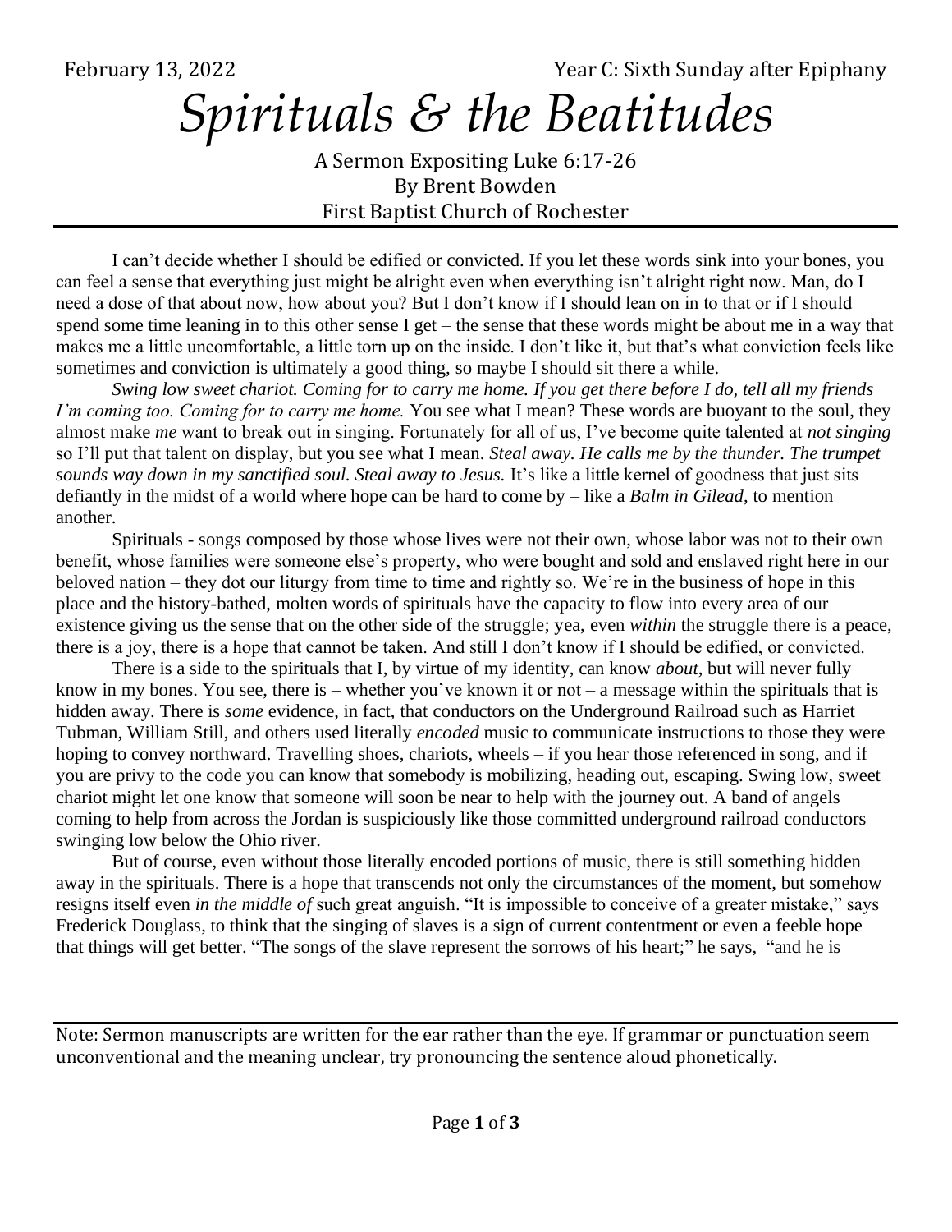February 13, 2022 Year C: Sixth Sunday after Epiphany

# *Spirituals & the Beatitudes*

A Sermon Expositing Luke 6:17-26
By Brent Bowden
First Baptist Church of Rochester

---

I can't decide whether I should be edified or convicted. If you let these words sink into your bones, you can feel a sense that everything just might be alright even when everything isn't alright right now. Man, do I need a dose of that about now, how about you? But I don't know if I should lean on in to that or if I should spend some time leaning in to this other sense I get – the sense that these words might be about me in a way that makes me a little uncomfortable, a little torn up on the inside. I don't like it, but that's what conviction feels like sometimes and conviction is ultimately a good thing, so maybe I should sit there a while.

*Swing low sweet chariot. Coming for to carry me home. If you get there before I do, tell all my friends I'm coming too. Coming for to carry me home.* You see what I mean? These words are buoyant to the soul, they almost make *me* want to break out in singing. Fortunately for all of us, I've become quite talented at *not singing* so I'll put that talent on display, but you see what I mean. *Steal away. He calls me by the thunder. The trumpet sounds way down in my sanctified soul. Steal away to Jesus.* It's like a little kernel of goodness that just sits defiantly in the midst of a world where hope can be hard to come by – like a *Balm in Gilead*, to mention another.

Spirituals - songs composed by those whose lives were not their own, whose labor was not to their own benefit, whose families were someone else's property, who were bought and sold and enslaved right here in our beloved nation – they dot our liturgy from time to time and rightly so. We're in the business of hope in this place and the history-bathed, molten words of spirituals have the capacity to flow into every area of our existence giving us the sense that on the other side of the struggle; yea, even *within* the struggle there is a peace, there is a joy, there is a hope that cannot be taken. And still I don't know if I should be edified, or convicted.

There is a side to the spirituals that I, by virtue of my identity, can know *about*, but will never fully know in my bones. You see, there is – whether you've known it or not – a message within the spirituals that is hidden away. There is *some* evidence, in fact, that conductors on the Underground Railroad such as Harriet Tubman, William Still, and others used literally *encoded* music to communicate instructions to those they were hoping to convey northward. Travelling shoes, chariots, wheels – if you hear those referenced in song, and if you are privy to the code you can know that somebody is mobilizing, heading out, escaping. Swing low, sweet chariot might let one know that someone will soon be near to help with the journey out. A band of angels coming to help from across the Jordan is suspiciously like those committed underground railroad conductors swinging low below the Ohio river.

But of course, even without those literally encoded portions of music, there is still something hidden away in the spirituals. There is a hope that transcends not only the circumstances of the moment, but somehow resigns itself even *in the middle of* such great anguish. "It is impossible to conceive of a greater mistake," says Frederick Douglass, to think that the singing of slaves is a sign of current contentment or even a feeble hope that things will get better. "The songs of the slave represent the sorrows of his heart;" he says, "and he is

---

Note: Sermon manuscripts are written for the ear rather than the eye. If grammar or punctuation seem unconventional and the meaning unclear, try pronouncing the sentence aloud phonetically.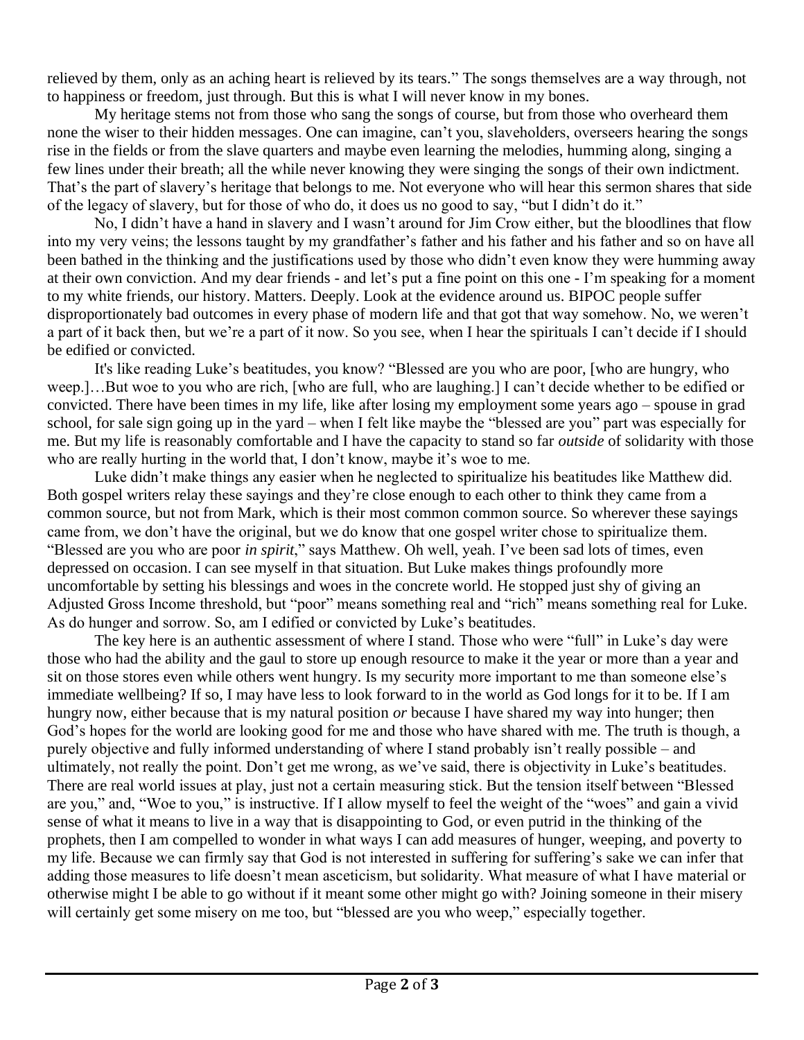relieved by them, only as an aching heart is relieved by its tears." The songs themselves are a way through, not to happiness or freedom, just through. But this is what I will never know in my bones.

My heritage stems not from those who sang the songs of course, but from those who overheard them none the wiser to their hidden messages. One can imagine, can't you, slaveholders, overseers hearing the songs rise in the fields or from the slave quarters and maybe even learning the melodies, humming along, singing a few lines under their breath; all the while never knowing they were singing the songs of their own indictment. That's the part of slavery's heritage that belongs to me. Not everyone who will hear this sermon shares that side of the legacy of slavery, but for those of who do, it does us no good to say, "but I didn't do it."

No, I didn't have a hand in slavery and I wasn't around for Jim Crow either, but the bloodlines that flow into my very veins; the lessons taught by my grandfather's father and his father and his father and so on have all been bathed in the thinking and the justifications used by those who didn't even know they were humming away at their own conviction. And my dear friends - and let's put a fine point on this one - I'm speaking for a moment to my white friends, our history. Matters. Deeply. Look at the evidence around us. BIPOC people suffer disproportionately bad outcomes in every phase of modern life and that got that way somehow. No, we weren't a part of it back then, but we're a part of it now. So you see, when I hear the spirituals I can't decide if I should be edified or convicted.

It's like reading Luke's beatitudes, you know? "Blessed are you who are poor, [who are hungry, who weep.]…But woe to you who are rich, [who are full, who are laughing.] I can't decide whether to be edified or convicted. There have been times in my life, like after losing my employment some years ago – spouse in grad school, for sale sign going up in the yard – when I felt like maybe the "blessed are you" part was especially for me. But my life is reasonably comfortable and I have the capacity to stand so far *outside* of solidarity with those who are really hurting in the world that, I don't know, maybe it's woe to me.

Luke didn't make things any easier when he neglected to spiritualize his beatitudes like Matthew did. Both gospel writers relay these sayings and they're close enough to each other to think they came from a common source, but not from Mark, which is their most common common source. So wherever these sayings came from, we don't have the original, but we do know that one gospel writer chose to spiritualize them. "Blessed are you who are poor *in spirit*," says Matthew. Oh well, yeah. I've been sad lots of times, even depressed on occasion. I can see myself in that situation. But Luke makes things profoundly more uncomfortable by setting his blessings and woes in the concrete world. He stopped just shy of giving an Adjusted Gross Income threshold, but "poor" means something real and "rich" means something real for Luke. As do hunger and sorrow. So, am I edified or convicted by Luke's beatitudes.

The key here is an authentic assessment of where I stand. Those who were "full" in Luke's day were those who had the ability and the gaul to store up enough resource to make it the year or more than a year and sit on those stores even while others went hungry. Is my security more important to me than someone else's immediate wellbeing? If so, I may have less to look forward to in the world as God longs for it to be. If I am hungry now, either because that is my natural position *or* because I have shared my way into hunger; then God's hopes for the world are looking good for me and those who have shared with me. The truth is though, a purely objective and fully informed understanding of where I stand probably isn't really possible – and ultimately, not really the point. Don't get me wrong, as we've said, there is objectivity in Luke's beatitudes. There are real world issues at play, just not a certain measuring stick. But the tension itself between "Blessed are you," and, "Woe to you," is instructive. If I allow myself to feel the weight of the "woes" and gain a vivid sense of what it means to live in a way that is disappointing to God, or even putrid in the thinking of the prophets, then I am compelled to wonder in what ways I can add measures of hunger, weeping, and poverty to my life. Because we can firmly say that God is not interested in suffering for suffering's sake we can infer that adding those measures to life doesn't mean asceticism, but solidarity. What measure of what I have material or otherwise might I be able to go without if it meant some other might go with? Joining someone in their misery will certainly get some misery on me too, but "blessed are you who weep," especially together.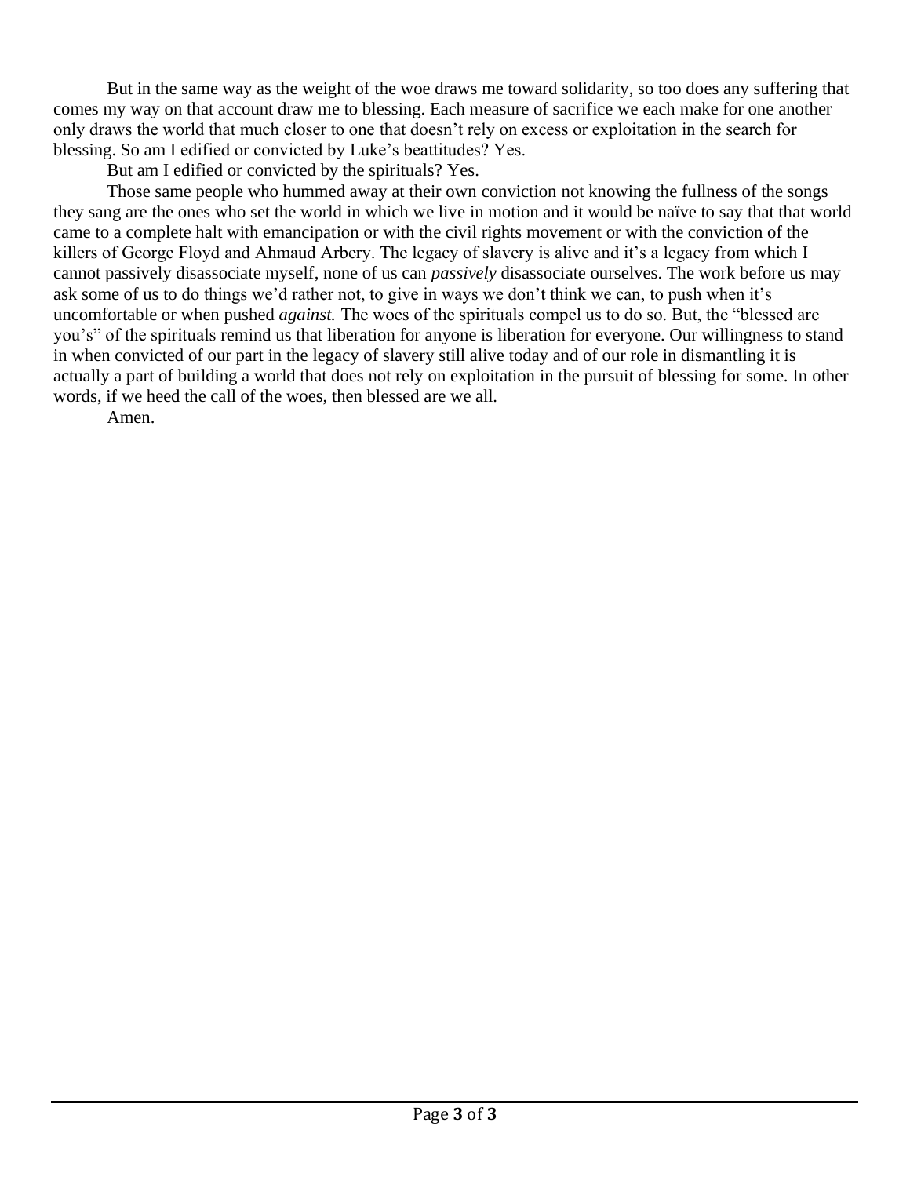But in the same way as the weight of the woe draws me toward solidarity, so too does any suffering that comes my way on that account draw me to blessing. Each measure of sacrifice we each make for one another only draws the world that much closer to one that doesn't rely on excess or exploitation in the search for blessing. So am I edified or convicted by Luke's beattitudes? Yes.

But am I edified or convicted by the spirituals? Yes.

Those same people who hummed away at their own conviction not knowing the fullness of the songs they sang are the ones who set the world in which we live in motion and it would be naïve to say that that world came to a complete halt with emancipation or with the civil rights movement or with the conviction of the killers of George Floyd and Ahmaud Arbery. The legacy of slavery is alive and it's a legacy from which I cannot passively disassociate myself, none of us can *passively* disassociate ourselves. The work before us may ask some of us to do things we'd rather not, to give in ways we don't think we can, to push when it's uncomfortable or when pushed *against.* The woes of the spirituals compel us to do so. But, the "blessed are you's" of the spirituals remind us that liberation for anyone is liberation for everyone. Our willingness to stand in when convicted of our part in the legacy of slavery still alive today and of our role in dismantling it is actually a part of building a world that does not rely on exploitation in the pursuit of blessing for some. In other words, if we heed the call of the woes, then blessed are we all.

Amen.